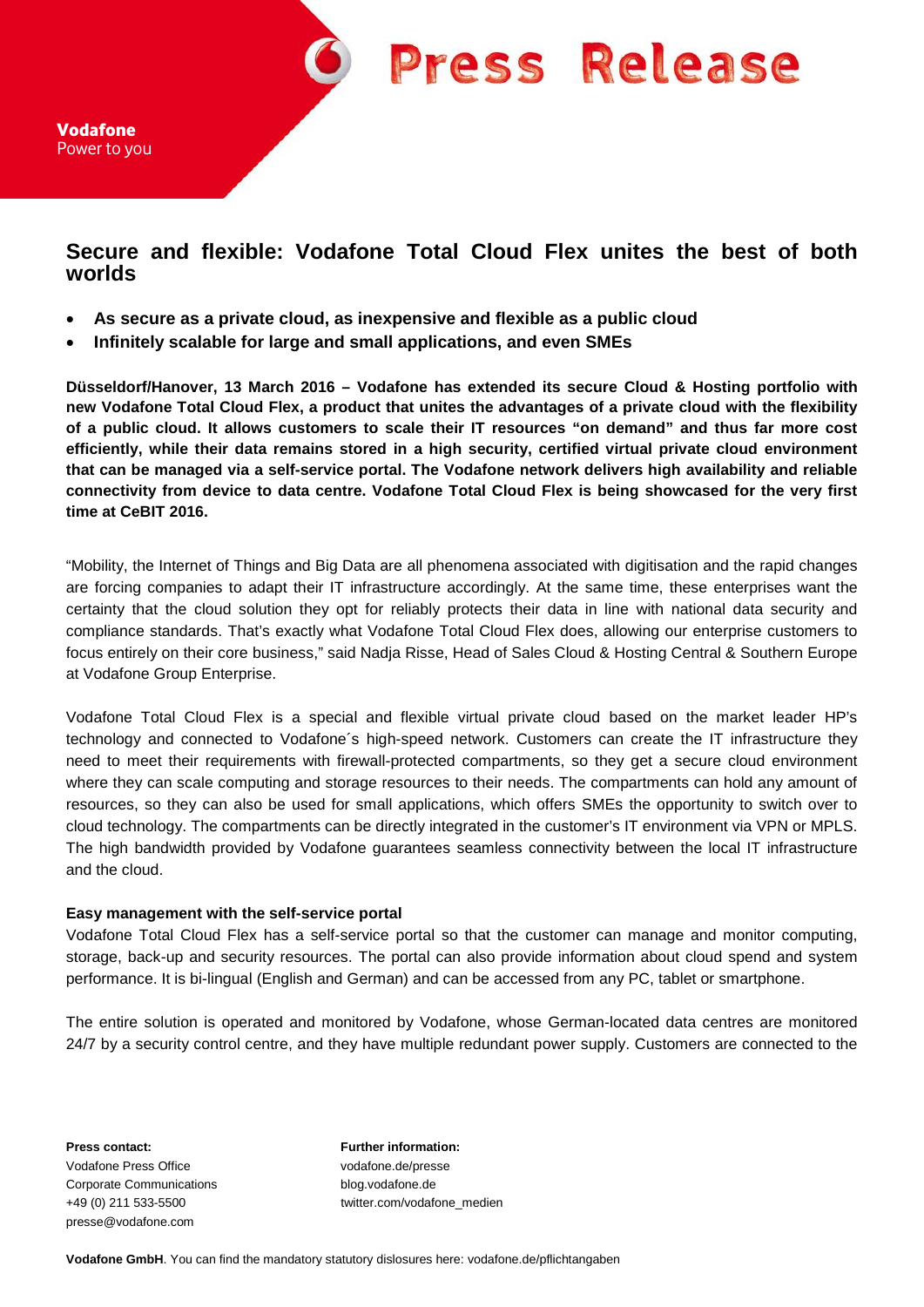Vodafone
Power to you

# Press Release

## Secure and flexible: Vodafone Total Cloud Flex unites the best of both worlds

- **As secure as a private cloud, as inexpensive and flexible as a public cloud**
- **Infinitely scalable for large and small applications, and even SMEs**

**Düsseldorf/Hanover, 13 March 2016 – Vodafone has extended its secure Cloud & Hosting portfolio with new Vodafone Total Cloud Flex, a product that unites the advantages of a private cloud with the flexibility of a public cloud. It allows customers to scale their IT resources "on demand" and thus far more cost efficiently, while their data remains stored in a high security, certified virtual private cloud environment that can be managed via a self-service portal. The Vodafone network delivers high availability and reliable connectivity from device to data centre. Vodafone Total Cloud Flex is being showcased for the very first time at CeBIT 2016.**

"Mobility, the Internet of Things and Big Data are all phenomena associated with digitisation and the rapid changes are forcing companies to adapt their IT infrastructure accordingly. At the same time, these enterprises want the certainty that the cloud solution they opt for reliably protects their data in line with national data security and compliance standards. That's exactly what Vodafone Total Cloud Flex does, allowing our enterprise customers to focus entirely on their core business," said Nadja Risse, Head of Sales Cloud & Hosting Central & Southern Europe at Vodafone Group Enterprise.

Vodafone Total Cloud Flex is a special and flexible virtual private cloud based on the market leader HP's technology and connected to Vodafone´s high-speed network. Customers can create the IT infrastructure they need to meet their requirements with firewall-protected compartments, so they get a secure cloud environment where they can scale computing and storage resources to their needs. The compartments can hold any amount of resources, so they can also be used for small applications, which offers SMEs the opportunity to switch over to cloud technology. The compartments can be directly integrated in the customer's IT environment via VPN or MPLS. The high bandwidth provided by Vodafone guarantees seamless connectivity between the local IT infrastructure and the cloud.

**Easy management with the self-service portal**

Vodafone Total Cloud Flex has a self-service portal so that the customer can manage and monitor computing, storage, back-up and security resources. The portal can also provide information about cloud spend and system performance. It is bi-lingual (English and German) and can be accessed from any PC, tablet or smartphone.

The entire solution is operated and monitored by Vodafone, whose German-located data centres are monitored 24/7 by a security control centre, and they have multiple redundant power supply. Customers are connected to the

**Press contact:**
Vodafone Press Office
Corporate Communications
+49 (0) 211 533-5500
presse@vodafone.com

**Further information:**
vodafone.de/presse
blog.vodafone.de
twitter.com/vodafone_medien

**Vodafone GmbH**. You can find the mandatory statutory dislosures here: vodafone.de/pflichtangaben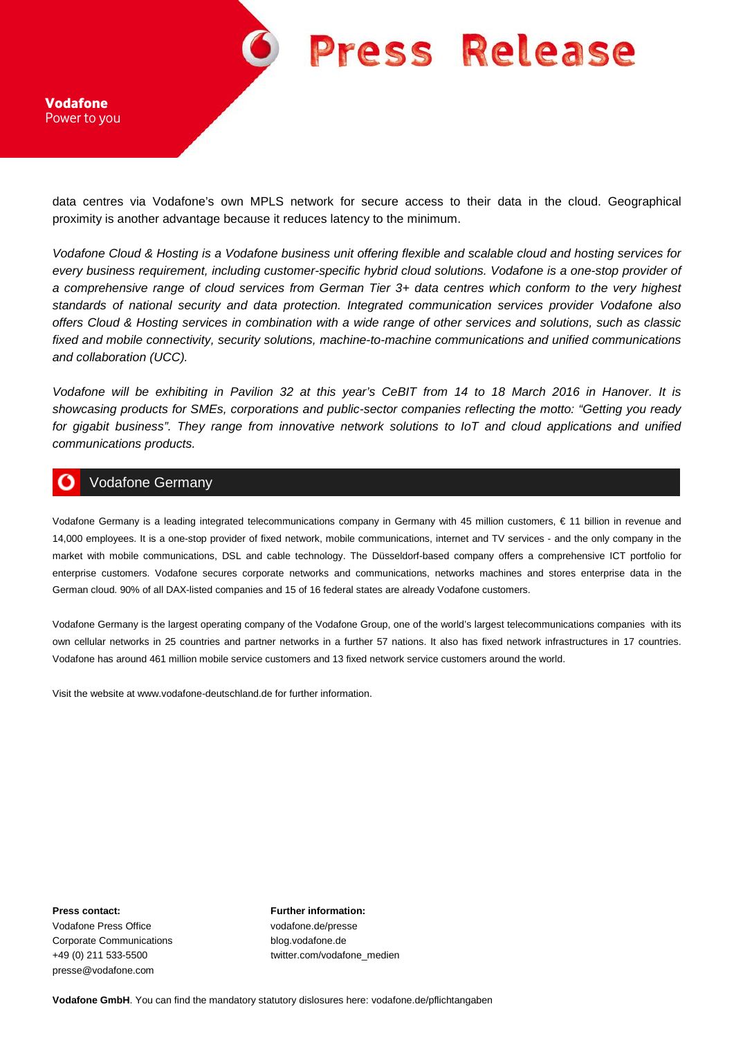data centres via Vodafone's own MPLS network for secure access to their data in the cloud. Geographical proximity is another advantage because it reduces latency to the minimum.

*Vodafone Cloud & Hosting is a Vodafone business unit offering flexible and scalable cloud and hosting services for every business requirement, including customer-specific hybrid cloud solutions. Vodafone is a one-stop provider of a comprehensive range of cloud services from German Tier 3+ data centres which conform to the very highest standards of national security and data protection. Integrated communication services provider Vodafone also offers Cloud & Hosting services in combination with a wide range of other services and solutions, such as classic fixed and mobile connectivity, security solutions, machine-to-machine communications and unified communications and collaboration (UCC).*

*Vodafone will be exhibiting in Pavilion 32 at this year's CeBIT from 14 to 18 March 2016 in Hanover. It is showcasing products for SMEs, corporations and public-sector companies reflecting the motto: "Getting you ready for gigabit business". They range from innovative network solutions to IoT and cloud applications and unified communications products.*

## Vodafone Germany

Vodafone Germany is a leading integrated telecommunications company in Germany with 45 million customers, € 11 billion in revenue and 14,000 employees. It is a one-stop provider of fixed network, mobile communications, internet and TV services - and the only company in the market with mobile communications, DSL and cable technology. The Düsseldorf-based company offers a comprehensive ICT portfolio for enterprise customers. Vodafone secures corporate networks and communications, networks machines and stores enterprise data in the German cloud. 90% of all DAX-listed companies and 15 of 16 federal states are already Vodafone customers.

Vodafone Germany is the largest operating company of the Vodafone Group, one of the world's largest telecommunications companies with its own cellular networks in 25 countries and partner networks in a further 57 nations. It also has fixed network infrastructures in 17 countries. Vodafone has around 461 million mobile service customers and 13 fixed network service customers around the world.

Visit the website at www.vodafone-deutschland.de for further information.

**Press contact:**
Vodafone Press Office
Corporate Communications
+49 (0) 211 533-5500
presse@vodafone.com

**Further information:**
vodafone.de/presse
blog.vodafone.de
twitter.com/vodafone_medien

**Vodafone GmbH**. You can find the mandatory statutory dislosures here: vodafone.de/pflichtangaben